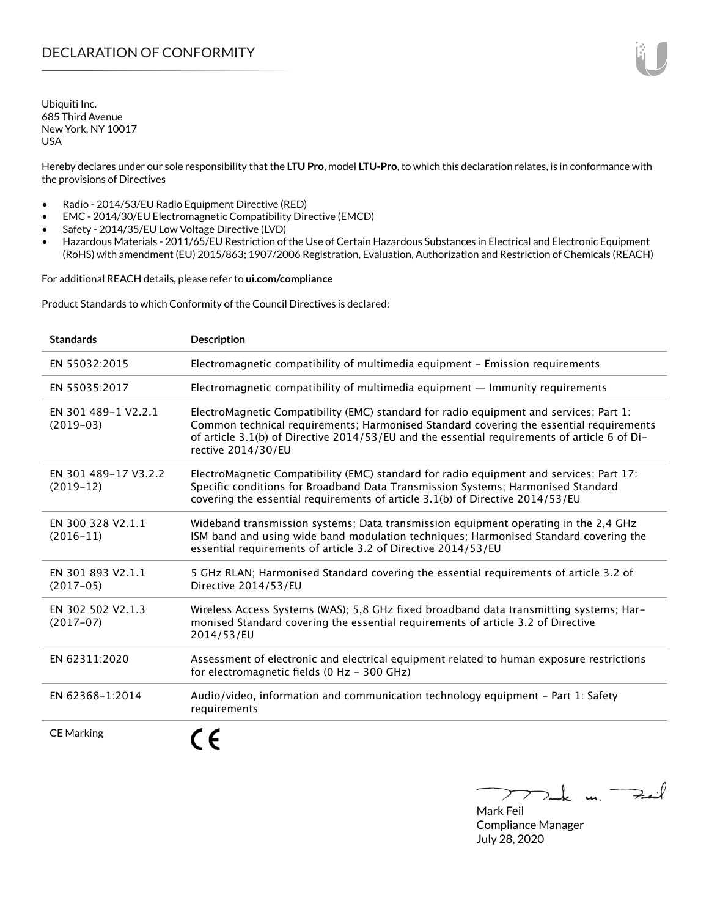# DECLARATION OF CONFORMITY

Ubiquiti Inc.
685 Third Avenue
New York, NY 10017
USA

Hereby declares under our sole responsibility that the **LTU Pro**, model **LTU-Pro**, to which this declaration relates, is in conformance with the provisions of Directives

- Radio - 2014/53/EU Radio Equipment Directive (RED)
- EMC - 2014/30/EU Electromagnetic Compatibility Directive (EMCD)
- Safety - 2014/35/EU Low Voltage Directive (LVD)
- Hazardous Materials - 2011/65/EU Restriction of the Use of Certain Hazardous Substances in Electrical and Electronic Equipment (RoHS) with amendment (EU) 2015/863; 1907/2006 Registration, Evaluation, Authorization and Restriction of Chemicals (REACH)

For additional REACH details, please refer to **ui.com/compliance**

Product Standards to which Conformity of the Council Directives is declared:

| Standards | Description |
|---|---|
| EN 55032:2015 | Electromagnetic compatibility of multimedia equipment – Emission requirements |
| EN 55035:2017 | Electromagnetic compatibility of multimedia equipment — Immunity requirements |
| EN 301 489-1 V2.2.1 (2019-03) | ElectroMagnetic Compatibility (EMC) standard for radio equipment and services; Part 1: Common technical requirements; Harmonised Standard covering the essential requirements of article 3.1(b) of Directive 2014/53/EU and the essential requirements of article 6 of Directive 2014/30/EU |
| EN 301 489-17 V3.2.2 (2019-12) | ElectroMagnetic Compatibility (EMC) standard for radio equipment and services; Part 17: Specific conditions for Broadband Data Transmission Systems; Harmonised Standard covering the essential requirements of article 3.1(b) of Directive 2014/53/EU |
| EN 300 328 V2.1.1 (2016-11) | Wideband transmission systems; Data transmission equipment operating in the 2,4 GHz ISM band and using wide band modulation techniques; Harmonised Standard covering the essential requirements of article 3.2 of Directive 2014/53/EU |
| EN 301 893 V2.1.1 (2017-05) | 5 GHz RLAN; Harmonised Standard covering the essential requirements of article 3.2 of Directive 2014/53/EU |
| EN 302 502 V2.1.3 (2017-07) | Wireless Access Systems (WAS); 5,8 GHz fixed broadband data transmitting systems; Harmonised Standard covering the essential requirements of article 3.2 of Directive 2014/53/EU |
| EN 62311:2020 | Assessment of electronic and electrical equipment related to human exposure restrictions for electromagnetic fields (0 Hz - 300 GHz) |
| EN 62368-1:2014 | Audio/video, information and communication technology equipment – Part 1: Safety requirements |
| CE Marking | CE |

Mark Feil
Compliance Manager
July 28, 2020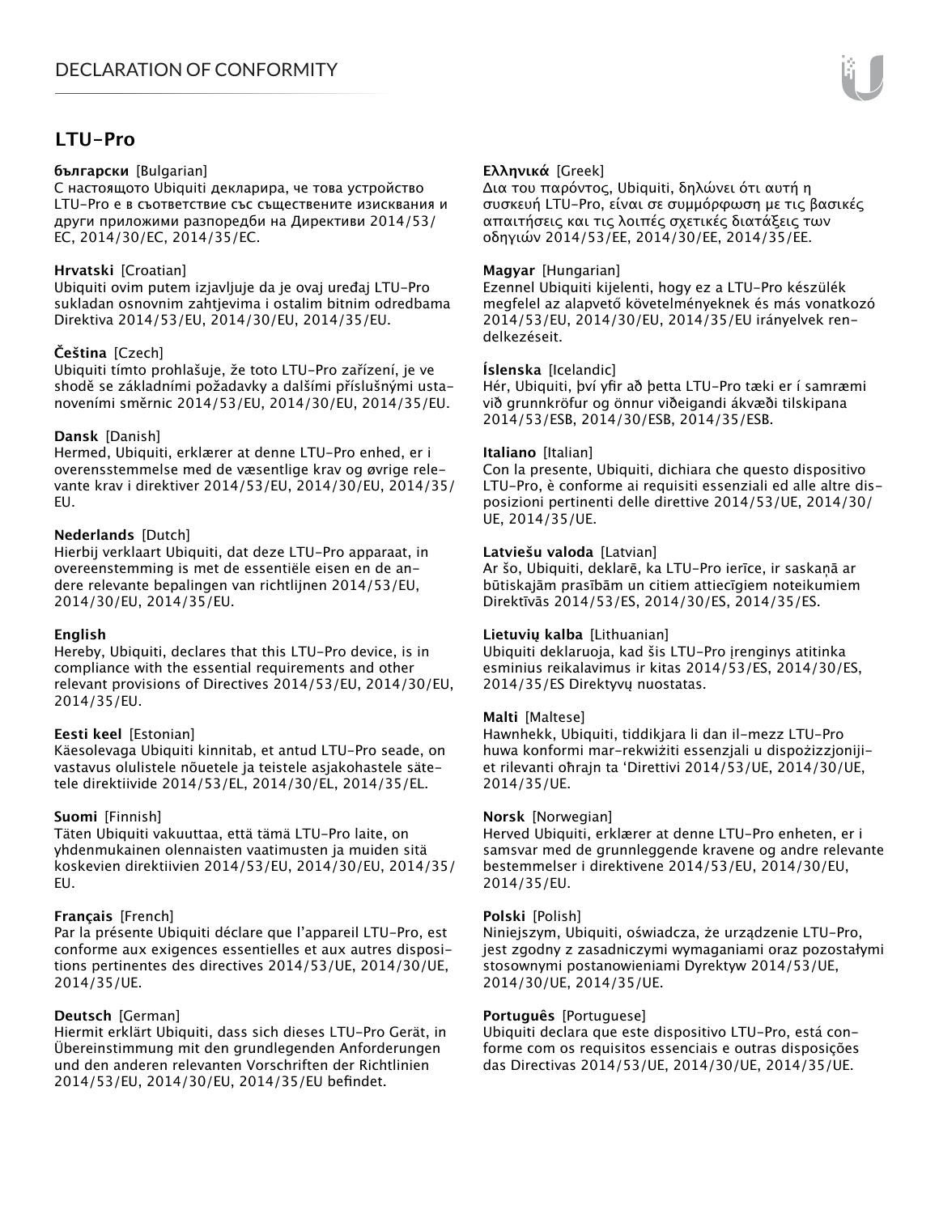# DECLARATION OF CONFORMITY

## LTU-Pro

**български** [Bulgarian]
С настоящото Ubiquiti декларира, че това устройство LTU-Pro е в съответствие със съществените изисквания и други приложими разпоредби на Директиви 2014/53/EC, 2014/30/EC, 2014/35/EC.

**Hrvatski** [Croatian]
Ubiquiti ovim putem izjavljuje da je ovaj uređaj LTU-Pro sukladan osnovnim zahtjevima i ostalim bitnim odredbama Direktiva 2014/53/EU, 2014/30/EU, 2014/35/EU.

**Čeština** [Czech]
Ubiquiti tímto prohlašuje, že toto LTU-Pro zařízení, je ve shodě se základními požadavky a dalšími příslušnými ustanoveními směrnic 2014/53/EU, 2014/30/EU, 2014/35/EU.

**Dansk** [Danish]
Hermed, Ubiquiti, erklærer at denne LTU-Pro enhed, er i overensstemmelse med de væsentlige krav og øvrige relevante krav i direktiver 2014/53/EU, 2014/30/EU, 2014/35/EU.

**Nederlands** [Dutch]
Hierbij verklaart Ubiquiti, dat deze LTU-Pro apparaat, in overeenstemming is met de essentiële eisen en de andere relevante bepalingen van richtlijnen 2014/53/EU, 2014/30/EU, 2014/35/EU.

**English**
Hereby, Ubiquiti, declares that this LTU-Pro device, is in compliance with the essential requirements and other relevant provisions of Directives 2014/53/EU, 2014/30/EU, 2014/35/EU.

**Eesti keel** [Estonian]
Käesolevaga Ubiquiti kinnitab, et antud LTU-Pro seade, on vastavus olulistele nõuetele ja teistele asjakohastele sätetele direktiivide 2014/53/EL, 2014/30/EL, 2014/35/EL.

**Suomi** [Finnish]
Täten Ubiquiti vakuuttaa, että tämä LTU-Pro laite, on yhdenmukainen olennaisten vaatimusten ja muiden sitä koskevien direktiivien 2014/53/EU, 2014/30/EU, 2014/35/EU.

**Français** [French]
Par la présente Ubiquiti déclare que l'appareil LTU-Pro, est conforme aux exigences essentielles et aux autres dispositions pertinentes des directives 2014/53/UE, 2014/30/UE, 2014/35/UE.

**Deutsch** [German]
Hiermit erklärt Ubiquiti, dass sich dieses LTU-Pro Gerät, in Übereinstimmung mit den grundlegenden Anforderungen und den anderen relevanten Vorschriften der Richtlinien 2014/53/EU, 2014/30/EU, 2014/35/EU befindet.

**Ελληνικά** [Greek]
Δια του παρόντος, Ubiquiti, δηλώνει ότι αυτή η συσκευή LTU-Pro, είναι σε συμμόρφωση με τις βασικές απαιτήσεις και τις λοιπές σχετικές διατάξεις των οδηγιών 2014/53/EE, 2014/30/EE, 2014/35/EE.

**Magyar** [Hungarian]
Ezennel Ubiquiti kijelenti, hogy ez a LTU-Pro készülék megfelel az alapvető követelményeknek és más vonatkozó 2014/53/EU, 2014/30/EU, 2014/35/EU irányelvek rendelkezéseit.

**Íslenska** [Icelandic]
Hér, Ubiquiti, því yfir að þetta LTU-Pro tæki er í samræmi við grunnkröfur og önnur viðeigandi ákvæði tilskipana 2014/53/ESB, 2014/30/ESB, 2014/35/ESB.

**Italiano** [Italian]
Con la presente, Ubiquiti, dichiara che questo dispositivo LTU-Pro, è conforme ai requisiti essenziali ed alle altre disposizioni pertinenti delle direttive 2014/53/UE, 2014/30/UE, 2014/35/UE.

**Latviešu valoda** [Latvian]
Ar šo, Ubiquiti, deklarē, ka LTU-Pro ierīce, ir saskaņā ar būtiskajām prasībām un citiem attiecīgiem noteikumiem Direktīvās 2014/53/ES, 2014/30/ES, 2014/35/ES.

**Lietuvių kalba** [Lithuanian]
Ubiquiti deklaruoja, kad šis LTU-Pro įrenginys atitinka esminius reikalavimus ir kitas 2014/53/ES, 2014/30/ES, 2014/35/ES Direktyvų nuostatas.

**Malti** [Maltese]
Hawnhekk, Ubiquiti, tiddikjara li dan il-mezz LTU-Pro huwa konformi mar-rekwiżiti essenzjali u dispożizzjonijiet rilevanti oħrajn ta 'Direttivi 2014/53/UE, 2014/30/UE, 2014/35/UE.

**Norsk** [Norwegian]
Herved Ubiquiti, erklærer at denne LTU-Pro enheten, er i samsvar med de grunnleggende kravene og andre relevante bestemmelser i direktivene 2014/53/EU, 2014/30/EU, 2014/35/EU.

**Polski** [Polish]
Niniejszym, Ubiquiti, oświadcza, że urządzenie LTU-Pro, jest zgodny z zasadniczymi wymaganiami oraz pozostałymi stosownymi postanowieniami Dyrektyw 2014/53/UE, 2014/30/UE, 2014/35/UE.

**Português** [Portuguese]
Ubiquiti declara que este dispositivo LTU-Pro, está conforme com os requisitos essenciais e outras disposições das Directivas 2014/53/UE, 2014/30/UE, 2014/35/UE.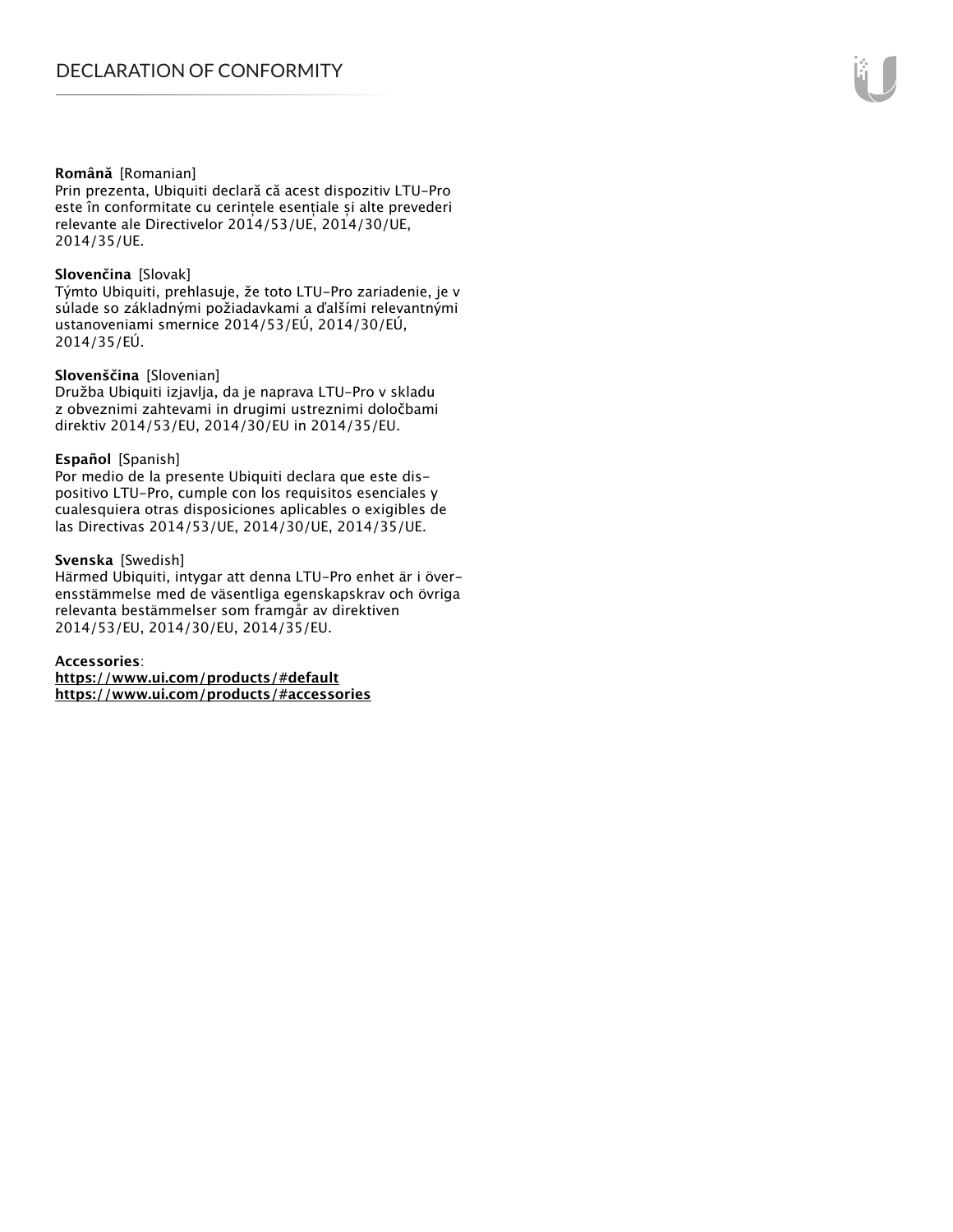**Română** [Romanian]
Prin prezenta, Ubiquiti declară că acest dispozitiv LTU-Pro este în conformitate cu cerințele esențiale și alte prevederi relevante ale Directivelor 2014/53/UE, 2014/30/UE, 2014/35/UE.

**Slovenčina** [Slovak]
Týmto Ubiquiti, prehlasuje, že toto LTU-Pro zariadenie, je v súlade so základnými požiadavkami a ďalšími relevantnými ustanoveniami smernice 2014/53/EÚ, 2014/30/EÚ, 2014/35/EÚ.

**Slovenščina** [Slovenian]
Družba Ubiquiti izjavlja, da je naprava LTU-Pro v skladu z obveznimi zahtevami in drugimi ustreznimi določbami direktiv 2014/53/EU, 2014/30/EU in 2014/35/EU.

**Español** [Spanish]
Por medio de la presente Ubiquiti declara que este dispositivo LTU-Pro, cumple con los requisitos esenciales y cualesquiera otras disposiciones aplicables o exigibles de las Directivas 2014/53/UE, 2014/30/UE, 2014/35/UE.

**Svenska** [Swedish]
Härmed Ubiquiti, intygar att denna LTU-Pro enhet är i överensstämmelse med de väsentliga egenskapskrav och övriga relevanta bestämmelser som framgår av direktiven 2014/53/EU, 2014/30/EU, 2014/35/EU.

**Accessories**:
**https://www.ui.com/products/#default**
**https://www.ui.com/products/#accessories**